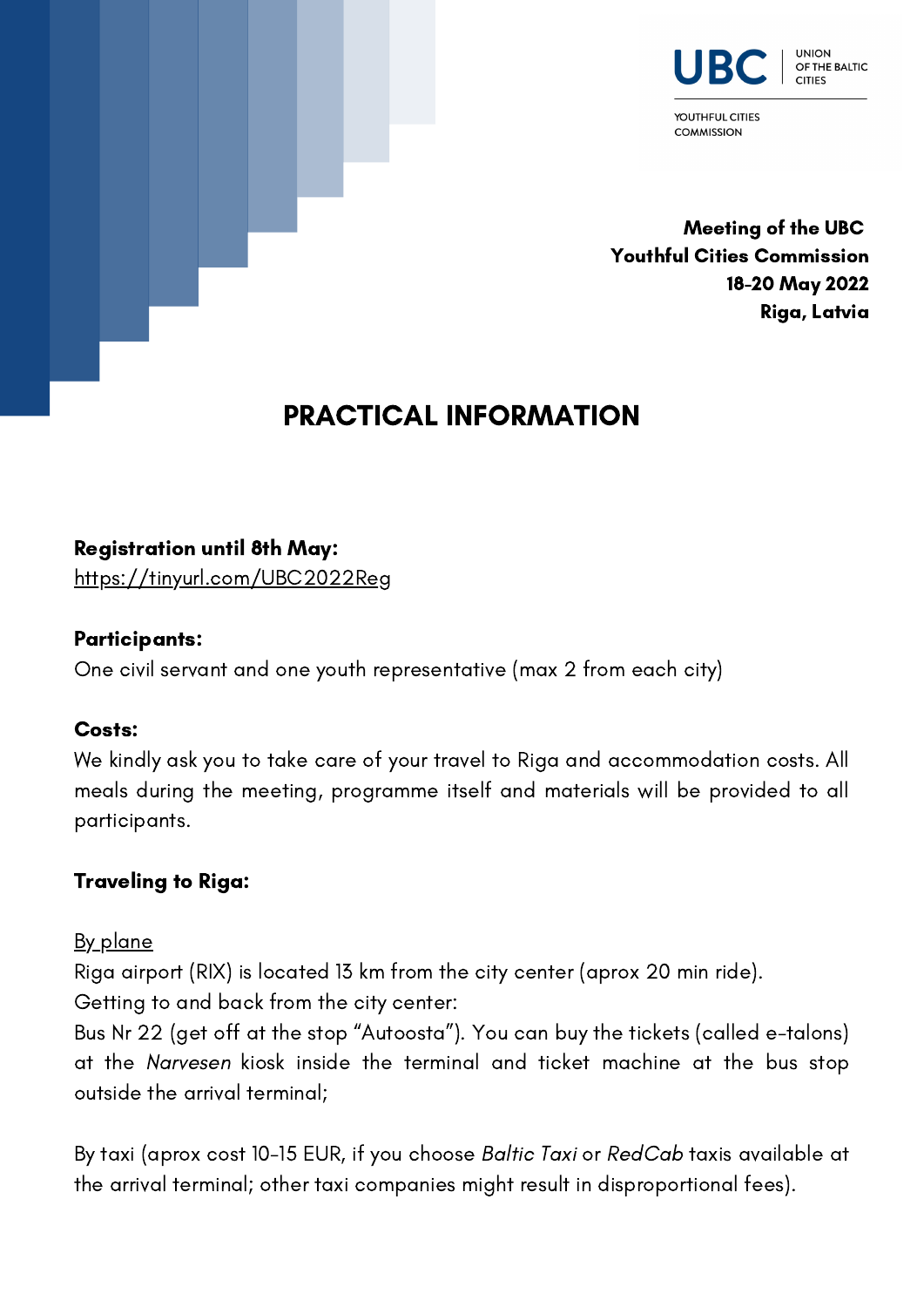UBC | UNION OF THE BALTIC CITIES

YOUTHFUL CITIES COMMISSION

**Meeting of the UBC Youthful Cities Commission**
**18-20 May 2022**
**Riga, Latvia**

# PRACTICAL INFORMATION

**Registration until 8th May:**
https://tinyurl.com/UBC2022Reg

**Participants:**
One civil servant and one youth representative (max 2 from each city)

**Costs:**
We kindly ask you to take care of your travel to Riga and accommodation costs. All meals during the meeting, programme itself and materials will be provided to all participants.

**Traveling to Riga:**

By plane

Riga airport (RIX) is located 13 km from the city center (aprox 20 min ride).
Getting to and back from the city center:
Bus Nr 22 (get off at the stop "Autoosta"). You can buy the tickets (called e-talons) at the *Narvesen* kiosk inside the terminal and ticket machine at the bus stop outside the arrival terminal;

By taxi (aprox cost 10-15 EUR, if you choose *Baltic Taxi* or *RedCab* taxis available at the arrival terminal; other taxi companies might result in disproportional fees).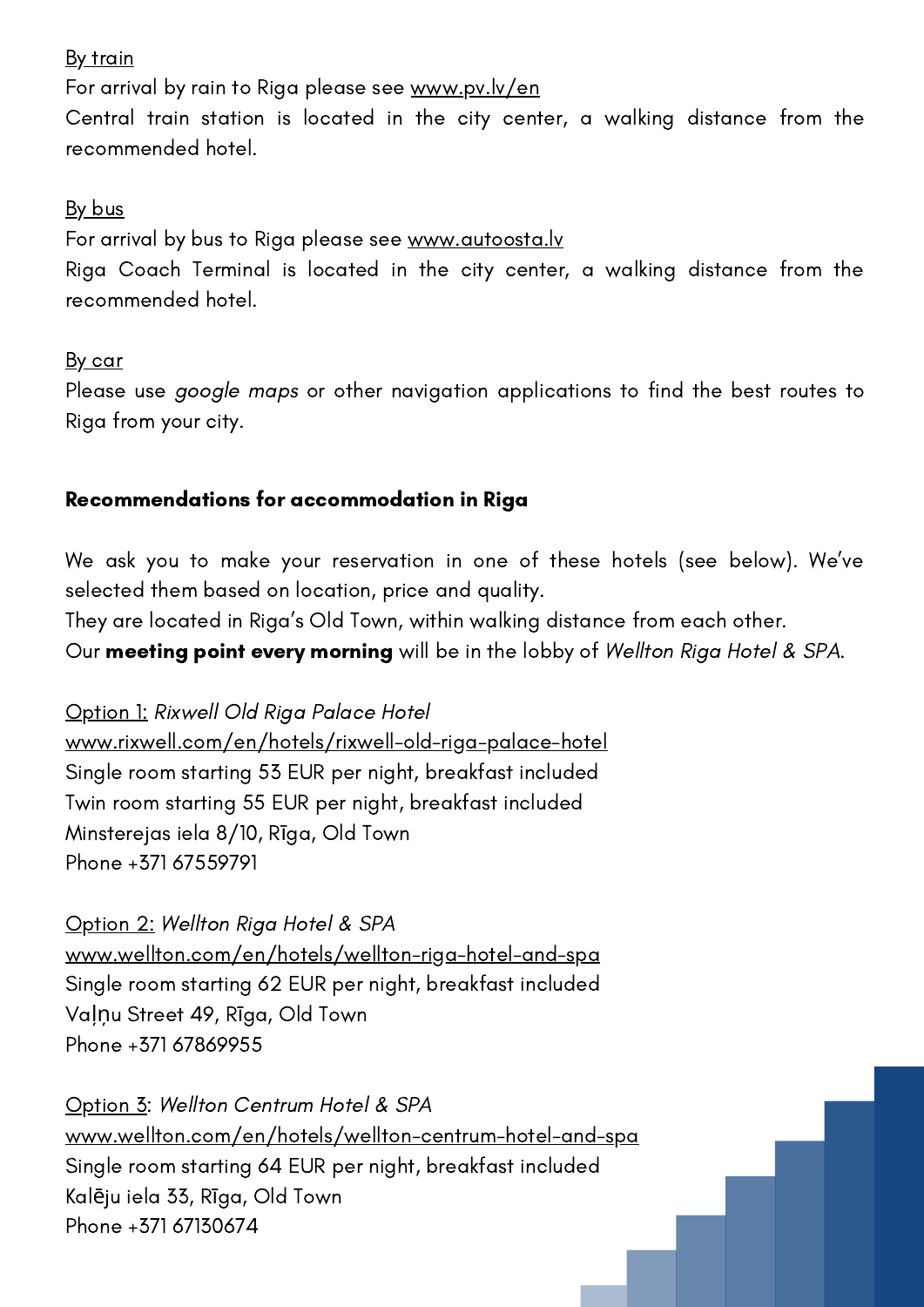<u>By train</u>

For arrival by rain to Riga please see <u>www.pv.lv/en</u>

Central train station is located in the city center, a walking distance from the recommended hotel.

<u>By bus</u>

For arrival by bus to Riga please see <u>www.autoosta.lv</u>

Riga Coach Terminal is located in the city center, a walking distance from the recommended hotel.

<u>By car</u>

Please use *google maps* or other navigation applications to find the best routes to Riga from your city.

**Recommendations for accommodation in Riga**

We ask you to make your reservation in one of these hotels (see below). We've selected them based on location, price and quality.

They are located in Riga's Old Town, within walking distance from each other.

Our **meeting point every morning** will be in the lobby of *Wellton Riga Hotel & SPA*.

<u>Option 1:</u> *Rixwell Old Riga Palace Hotel*
<u>www.rixwell.com/en/hotels/rixwell-old-riga-palace-hotel</u>
Single room starting 53 EUR per night, breakfast included
Twin room starting 55 EUR per night, breakfast included
Minsterejas iela 8/10, Rīga, Old Town
Phone +371 67559791

<u>Option 2:</u> *Wellton Riga Hotel & SPA*
<u>www.wellton.com/en/hotels/wellton-riga-hotel-and-spa</u>
Single room starting 62 EUR per night, breakfast included
Vaļņu Street 49, Rīga, Old Town
Phone +371 67869955

<u>Option 3</u>: *Wellton Centrum Hotel & SPA*
<u>www.wellton.com/en/hotels/wellton-centrum-hotel-and-spa</u>
Single room starting 64 EUR per night, breakfast included
Kalēju iela 33, Rīga, Old Town
Phone +371 67130674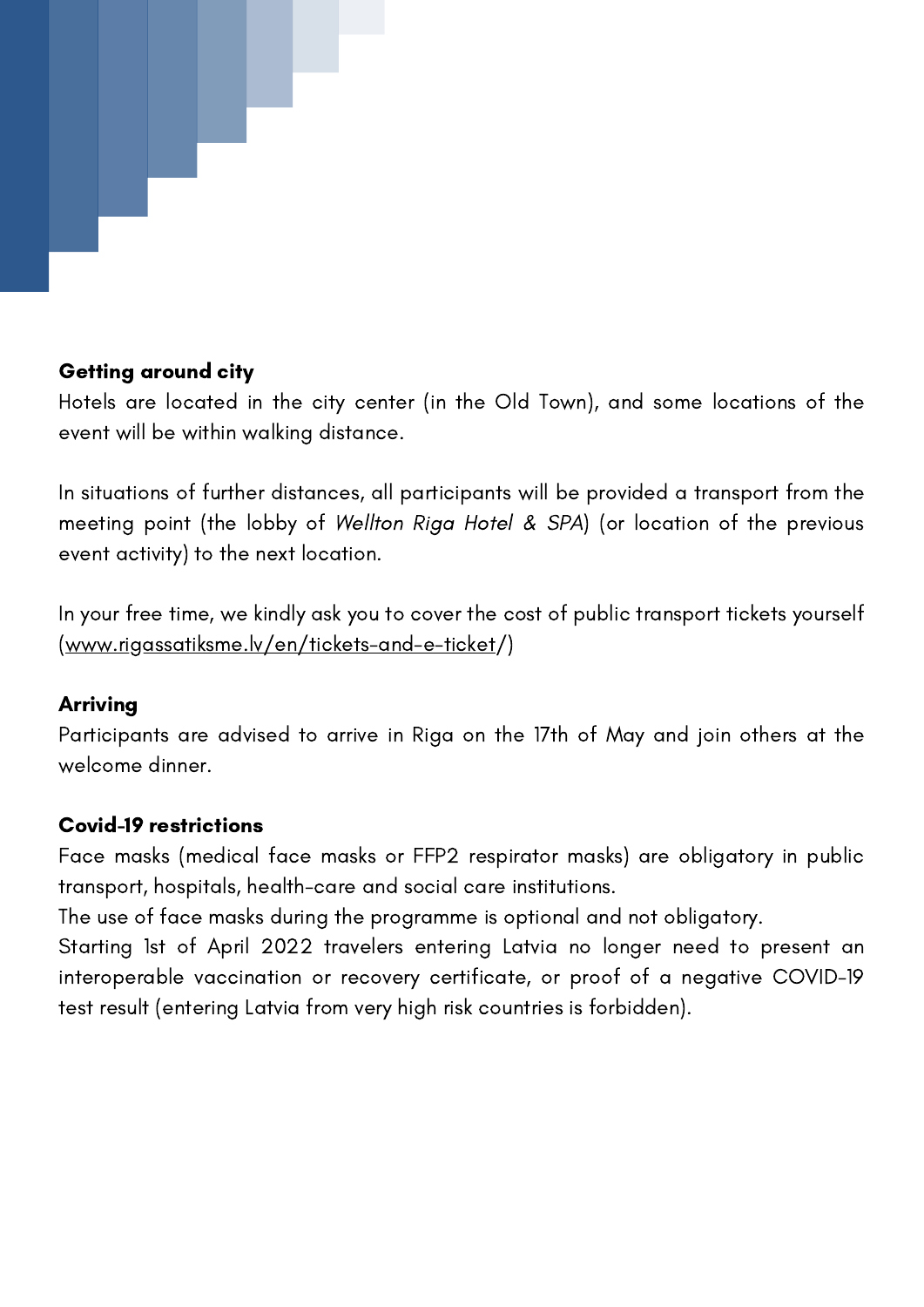**Getting around city**

Hotels are located in the city center (in the Old Town), and some locations of the event will be within walking distance.

In situations of further distances, all participants will be provided a transport from the meeting point (the lobby of *Wellton Riga Hotel & SPA*) (or location of the previous event activity) to the next location.

In your free time, we kindly ask you to cover the cost of public transport tickets yourself ([www.rigassatiksme.lv/en/tickets-and-e-ticket/](www.rigassatiksme.lv/en/tickets-and-e-ticket/))

**Arriving**

Participants are advised to arrive in Riga on the 17th of May and join others at the welcome dinner.

**Covid-19 restrictions**

Face masks (medical face masks or FFP2 respirator masks) are obligatory in public transport, hospitals, health-care and social care institutions.

The use of face masks during the programme is optional and not obligatory.

Starting 1st of April 2022 travelers entering Latvia no longer need to present an interoperable vaccination or recovery certificate, or proof of a negative COVID-19 test result (entering Latvia from very high risk countries is forbidden).